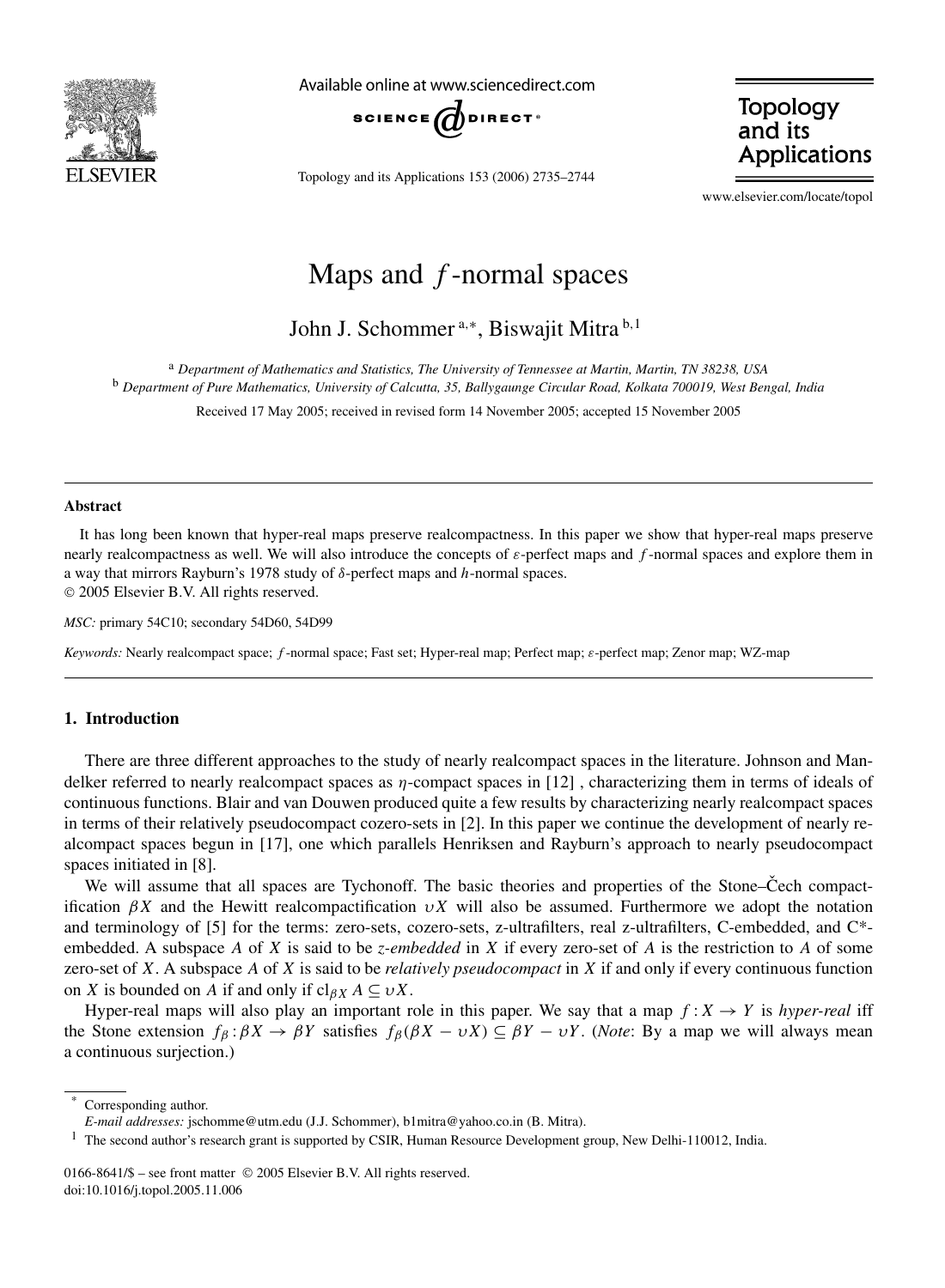# Maps and $f$-normal spaces

John J. Schommer [a,*], Biswajit Mitra [b,1]

[a] *Department of Mathematics and Statistics, The University of Tennessee at Martin, Martin, TN 38238, USA*

[b] *Department of Pure Mathematics, University of Calcutta, 35, Ballygaunge Circular Road, Kolkata 700019, West Bengal, India*

Received 17 May 2005; received in revised form 14 November 2005; accepted 15 November 2005

---

**Abstract**

It has long been known that hyper-real maps preserve realcompactness. In this paper we show that hyper-real maps preserve nearly realcompactness as well. We will also introduce the concepts of $\varepsilon$-perfect maps and $f$-normal spaces and explore them in a way that mirrors Rayburn's 1978 study of $\delta$-perfect maps and $h$-normal spaces.

© 2005 Elsevier B.V. All rights reserved.

*MSC:* primary 54C10; secondary 54D60, 54D99

*Keywords:* Nearly realcompact space; $f$-normal space; Fast set; Hyper-real map; Perfect map; $\varepsilon$-perfect map; Zenor map; WZ-map

---

## 1. Introduction

There are three different approaches to the study of nearly realcompact spaces in the literature. Johnson and Mandelker referred to nearly realcompact spaces as $\eta$-compact spaces in [12] , characterizing them in terms of ideals of continuous functions. Blair and van Douwen produced quite a few results by characterizing nearly realcompact spaces in terms of their relatively pseudocompact cozero-sets in [2]. In this paper we continue the development of nearly realcompact spaces begun in [17], one which parallels Henriksen and Rayburn's approach to nearly pseudocompact spaces initiated in [8].

We will assume that all spaces are Tychonoff. The basic theories and properties of the Stone–Čech compactification $\beta X$ and the Hewitt realcompactification $\upsilon X$ will also be assumed. Furthermore we adopt the notation and terminology of [5] for the terms: zero-sets, cozero-sets, z-ultrafilters, real z-ultrafilters, C-embedded, and C*-embedded. A subspace $A$ of $X$ is said to be *z-embedded* in $X$ if every zero-set of $A$ is the restriction to $A$ of some zero-set of $X$. A subspace $A$ of $X$ is said to be *relatively pseudocompact* in $X$ if and only if every continuous function on $X$ is bounded on $A$ if and only if $\mathrm{cl}_{\beta X} A \subseteq \upsilon X$.

Hyper-real maps will also play an important role in this paper. We say that a map $f : X \to Y$ is *hyper-real* iff the Stone extension $f_\beta : \beta X \to \beta Y$ satisfies $f_\beta(\beta X - \upsilon X) \subseteq \beta Y - \upsilon Y$. (*Note*: By a map we will always mean a continuous surjection.)

---

\* Corresponding author.

*E-mail addresses:* jschomme@utm.edu (J.J. Schommer), b1mitra@yahoo.co.in (B. Mitra).

[1] The second author's research grant is supported by CSIR, Human Resource Development group, New Delhi-110012, India.

0166-8641/$ – see front matter © 2005 Elsevier B.V. All rights reserved.
doi:10.1016/j.topol.2005.11.006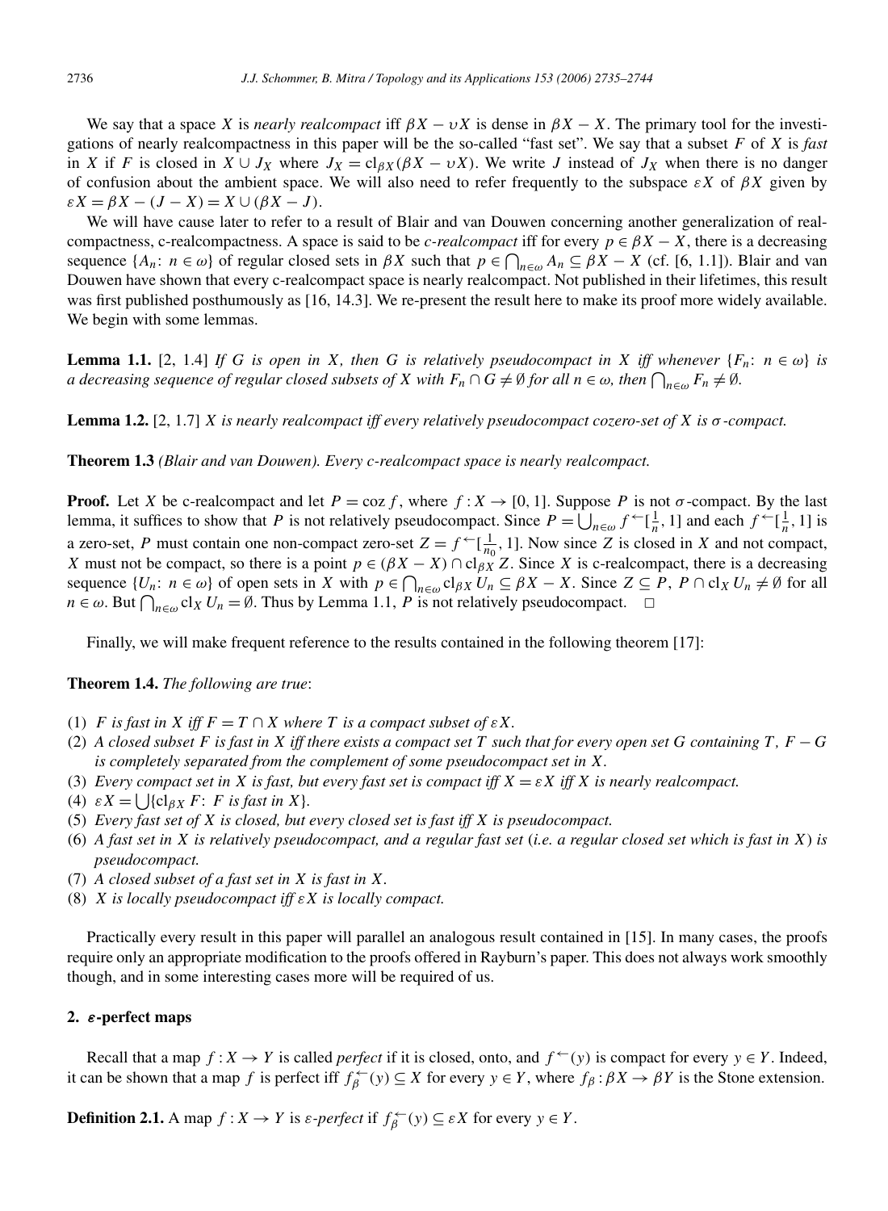We say that a space $X$ is *nearly realcompact* iff $\beta X - \upsilon X$ is dense in $\beta X - X$. The primary tool for the investigations of nearly realcompactness in this paper will be the so-called "fast set". We say that a subset $F$ of $X$ is *fast* in $X$ if $F$ is closed in $X \cup J_X$ where $J_X = \mathrm{cl}_{\beta X}(\beta X - \upsilon X)$. We write $J$ instead of $J_X$ when there is no danger of confusion about the ambient space. We will also need to refer frequently to the subspace $\varepsilon X$ of $\beta X$ given by $\varepsilon X = \beta X - (J - X) = X \cup (\beta X - J)$.

We will have cause later to refer to a result of Blair and van Douwen concerning another generalization of realcompactness, c-realcompactness. A space is said to be *c-realcompact* iff for every $p \in \beta X - X$, there is a decreasing sequence $\{A_n\colon n \in \omega\}$ of regular closed sets in $\beta X$ such that $p \in \bigcap_{n\in\omega} A_n \subseteq \beta X - X$ (cf. [6, 1.1]). Blair and van Douwen have shown that every c-realcompact space is nearly realcompact. Not published in their lifetimes, this result was first published posthumously as [16, 14.3]. We re-present the result here to make its proof more widely available. We begin with some lemmas.

**Lemma 1.1.** [2, 1.4] *If $G$ is open in $X$, then $G$ is relatively pseudocompact in $X$ iff whenever $\{F_n\colon n \in \omega\}$ is a decreasing sequence of regular closed subsets of $X$ with $F_n \cap G \neq \emptyset$ for all $n \in \omega$, then $\bigcap_{n\in\omega} F_n \neq \emptyset$.*

**Lemma 1.2.** [2, 1.7] *$X$ is nearly realcompact iff every relatively pseudocompact cozero-set of $X$ is $\sigma$-compact.*

**Theorem 1.3** *(Blair and van Douwen). Every c-realcompact space is nearly realcompact.*

**Proof.** Let $X$ be c-realcompact and let $P = \mathrm{coz}\, f$, where $f : X \to [0, 1]$. Suppose $P$ is not $\sigma$-compact. By the last lemma, it suffices to show that $P$ is not relatively pseudocompact. Since $P = \bigcup_{n\in\omega} f^{\leftarrow}[\frac{1}{n}, 1]$ and each $f^{\leftarrow}[\frac{1}{n}, 1]$ is a zero-set, $P$ must contain one non-compact zero-set $Z = f^{\leftarrow}[\frac{1}{n_0}, 1]$. Now since $Z$ is closed in $X$ and not compact, $X$ must not be compact, so there is a point $p \in (\beta X - X) \cap \mathrm{cl}_{\beta X} Z$. Since $X$ is c-realcompact, there is a decreasing sequence $\{U_n\colon n \in \omega\}$ of open sets in $X$ with $p \in \bigcap_{n\in\omega} \mathrm{cl}_{\beta X} U_n \subseteq \beta X - X$. Since $Z \subseteq P$, $P \cap \mathrm{cl}_X U_n \neq \emptyset$ for all $n \in \omega$. But $\bigcap_{n\in\omega} \mathrm{cl}_X U_n = \emptyset$. Thus by Lemma 1.1, $P$ is not relatively pseudocompact. $\square$

Finally, we will make frequent reference to the results contained in the following theorem [17]:

**Theorem 1.4.** *The following are true*:

1. *$F$ is fast in $X$ iff $F = T \cap X$ where $T$ is a compact subset of $\varepsilon X$.*
2. *A closed subset $F$ is fast in $X$ iff there exists a compact set $T$ such that for every open set $G$ containing $T$, $F - G$ is completely separated from the complement of some pseudocompact set in $X$.*
3. *Every compact set in $X$ is fast, but every fast set is compact iff $X = \varepsilon X$ iff $X$ is nearly realcompact.*
4. *$\varepsilon X = \bigcup\{\mathrm{cl}_{\beta X} F\colon F$ is fast in $X\}$.*
5. *Every fast set of $X$ is closed, but every closed set is fast iff $X$ is pseudocompact.*
6. *A fast set in $X$ is relatively pseudocompact, and a regular fast set* (*i.e. a regular closed set which is fast in $X$*) *is pseudocompact.*
7. *A closed subset of a fast set in $X$ is fast in $X$.*
8. *$X$ is locally pseudocompact iff $\varepsilon X$ is locally compact.*

Practically every result in this paper will parallel an analogous result contained in [15]. In many cases, the proofs require only an appropriate modification to the proofs offered in Rayburn's paper. This does not always work smoothly though, and in some interesting cases more will be required of us.

## 2. $\varepsilon$-perfect maps

Recall that a map $f : X \to Y$ is called *perfect* if it is closed, onto, and $f^{\leftarrow}(y)$ is compact for every $y \in Y$. Indeed, it can be shown that a map $f$ is perfect iff $f_\beta^{\leftarrow}(y) \subseteq X$ for every $y \in Y$, where $f_\beta : \beta X \to \beta Y$ is the Stone extension.

**Definition 2.1.** A map $f : X \to Y$ is *$\varepsilon$-perfect* if $f_\beta^{\leftarrow}(y) \subseteq \varepsilon X$ for every $y \in Y$.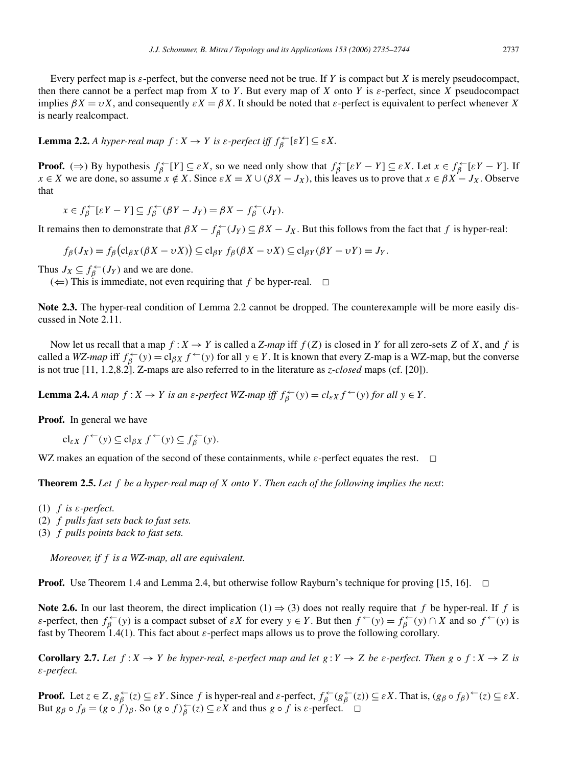Every perfect map is $\varepsilon$-perfect, but the converse need not be true. If $Y$ is compact but $X$ is merely pseudocompact, then there cannot be a perfect map from $X$ to $Y$. But every map of $X$ onto $Y$ is $\varepsilon$-perfect, since $X$ pseudocompact implies $\beta X = \upsilon X$, and consequently $\varepsilon X = \beta X$. It should be noted that $\varepsilon$-perfect is equivalent to perfect whenever $X$ is nearly realcompact.

**Lemma 2.2.** *A hyper-real map $f : X \to Y$ is $\varepsilon$-perfect iff $f_\beta^{\leftarrow}[\varepsilon Y] \subseteq \varepsilon X$.*

**Proof.** ($\Rightarrow$) By hypothesis $f_\beta^{\leftarrow}[Y] \subseteq \varepsilon X$, so we need only show that $f_\beta^{\leftarrow}[\varepsilon Y - Y] \subseteq \varepsilon X$. Let $x \in f_\beta^{\leftarrow}[\varepsilon Y - Y]$. If $x \in X$ we are done, so assume $x \notin X$. Since $\varepsilon X = X \cup (\beta X - J_X)$, this leaves us to prove that $x \in \beta X - J_X$. Observe that

$$x \in f_\beta^{\leftarrow}[\varepsilon Y - Y] \subseteq f_\beta^{\leftarrow}(\beta Y - J_Y) = \beta X - f_\beta^{\leftarrow}(J_Y).$$

It remains then to demonstrate that $\beta X - f_\beta^{\leftarrow}(J_Y) \subseteq \beta X - J_X$. But this follows from the fact that $f$ is hyper-real:

$$f_\beta(J_X) = f_\beta\big(\mathrm{cl}_{\beta X}(\beta X - \upsilon X)\big) \subseteq \mathrm{cl}_{\beta Y}\, f_\beta(\beta X - \upsilon X) \subseteq \mathrm{cl}_{\beta Y}(\beta Y - \upsilon Y) = J_Y.$$

Thus $J_X \subseteq f_\beta^{\leftarrow}(J_Y)$ and we are done.

($\Leftarrow$) This is immediate, not even requiring that $f$ be hyper-real. $\square$

**Note 2.3.** The hyper-real condition of Lemma 2.2 cannot be dropped. The counterexample will be more easily discussed in Note 2.11.

Now let us recall that a map $f : X \to Y$ is called a *Z-map* iff $f(Z)$ is closed in $Y$ for all zero-sets $Z$ of $X$, and $f$ is called a *WZ-map* iff $f_\beta^{\leftarrow}(y) = \mathrm{cl}_{\beta X}\, f^{\leftarrow}(y)$ for all $y \in Y$. It is known that every Z-map is a WZ-map, but the converse is not true [11, 1.2,8.2]. Z-maps are also referred to in the literature as *z-closed* maps (cf. [20]).

**Lemma 2.4.** *A map $f : X \to Y$ is an $\varepsilon$-perfect WZ-map iff $f_\beta^{\leftarrow}(y) = cl_{\varepsilon X}\, f^{\leftarrow}(y)$ for all $y \in Y$.*

**Proof.** In general we have

$$\mathrm{cl}_{\varepsilon X}\, f^{\leftarrow}(y) \subseteq \mathrm{cl}_{\beta X}\, f^{\leftarrow}(y) \subseteq f_\beta^{\leftarrow}(y).$$

WZ makes an equation of the second of these containments, while $\varepsilon$-perfect equates the rest. $\square$

**Theorem 2.5.** *Let $f$ be a hyper-real map of $X$ onto $Y$. Then each of the following implies the next*:

(1) *$f$ is $\varepsilon$-perfect.*
(2) *$f$ pulls fast sets back to fast sets.*
(3) *$f$ pulls points back to fast sets.*

*Moreover, if $f$ is a WZ-map, all are equivalent.*

**Proof.** Use Theorem 1.4 and Lemma 2.4, but otherwise follow Rayburn's technique for proving [15, 16]. $\square$

**Note 2.6.** In our last theorem, the direct implication (1) $\Rightarrow$ (3) does not really require that $f$ be hyper-real. If $f$ is $\varepsilon$-perfect, then $f_\beta^{\leftarrow}(y)$ is a compact subset of $\varepsilon X$ for every $y \in Y$. But then $f^{\leftarrow}(y) = f_\beta^{\leftarrow}(y) \cap X$ and so $f^{\leftarrow}(y)$ is fast by Theorem 1.4(1). This fact about $\varepsilon$-perfect maps allows us to prove the following corollary.

**Corollary 2.7.** *Let $f : X \to Y$ be hyper-real, $\varepsilon$-perfect map and let $g : Y \to Z$ be $\varepsilon$-perfect. Then $g \circ f : X \to Z$ is $\varepsilon$-perfect.*

**Proof.** Let $z \in Z$, $g_\beta^{\leftarrow}(z) \subseteq \varepsilon Y$. Since $f$ is hyper-real and $\varepsilon$-perfect, $f_\beta^{\leftarrow}(g_\beta^{\leftarrow}(z)) \subseteq \varepsilon X$. That is, $(g_\beta \circ f_\beta)^{\leftarrow}(z) \subseteq \varepsilon X$. But $g_\beta \circ f_\beta = (g \circ f)_\beta$. So $(g \circ f)_\beta^{\leftarrow}(z) \subseteq \varepsilon X$ and thus $g \circ f$ is $\varepsilon$-perfect. $\square$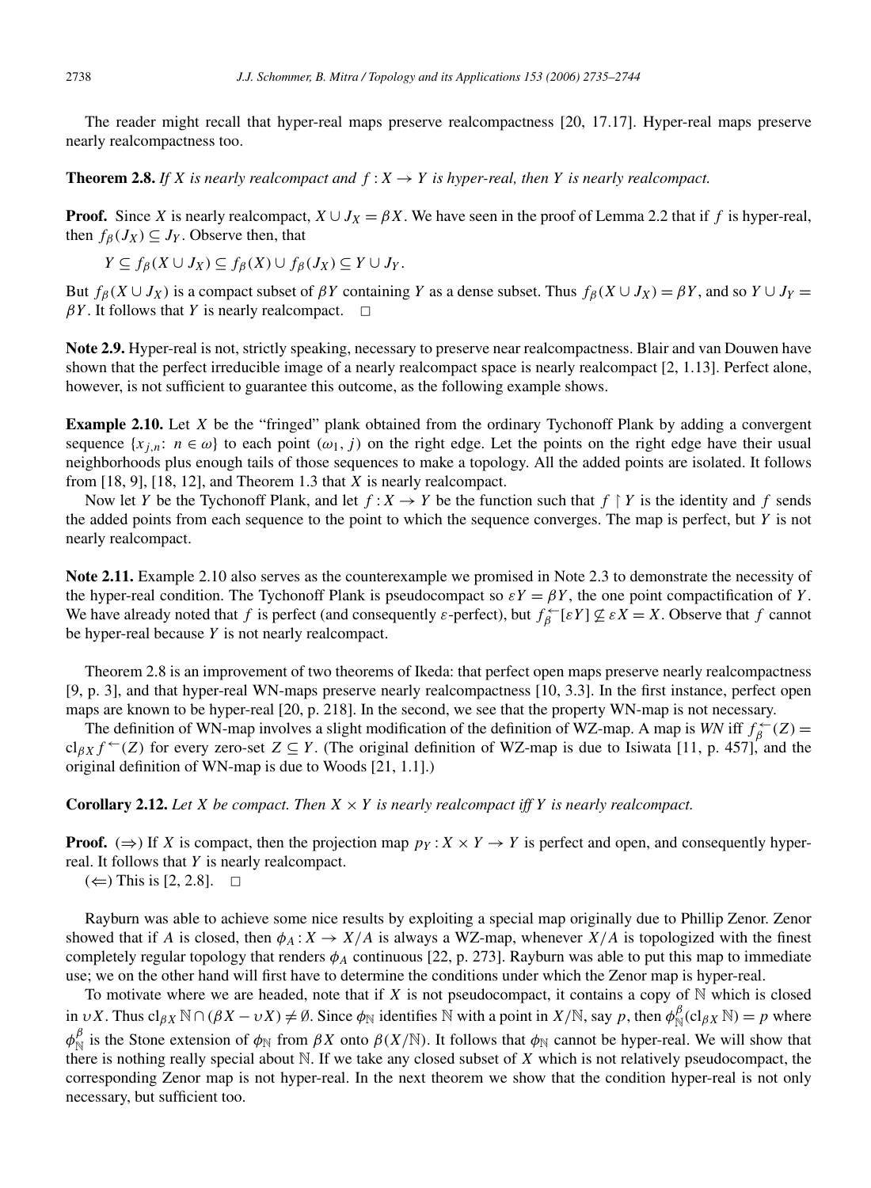The reader might recall that hyper-real maps preserve realcompactness [20, 17.17]. Hyper-real maps preserve nearly realcompactness too.

**Theorem 2.8.** *If $X$ is nearly realcompact and $f : X \to Y$ is hyper-real, then $Y$ is nearly realcompact.*

**Proof.** Since $X$ is nearly realcompact, $X \cup J_X = \beta X$. We have seen in the proof of Lemma 2.2 that if $f$ is hyper-real, then $f_\beta(J_X) \subseteq J_Y$. Observe then, that

$$Y \subseteq f_\beta(X \cup J_X) \subseteq f_\beta(X) \cup f_\beta(J_X) \subseteq Y \cup J_Y.$$

But $f_\beta(X \cup J_X)$ is a compact subset of $\beta Y$ containing $Y$ as a dense subset. Thus $f_\beta(X \cup J_X) = \beta Y$, and so $Y \cup J_Y = \beta Y$. It follows that $Y$ is nearly realcompact. □

**Note 2.9.** Hyper-real is not, strictly speaking, necessary to preserve near realcompactness. Blair and van Douwen have shown that the perfect irreducible image of a nearly realcompact space is nearly realcompact [2, 1.13]. Perfect alone, however, is not sufficient to guarantee this outcome, as the following example shows.

**Example 2.10.** Let $X$ be the "fringed" plank obtained from the ordinary Tychonoff Plank by adding a convergent sequence $\{x_{j,n}\colon n \in \omega\}$ to each point $(\omega_1, j)$ on the right edge. Let the points on the right edge have their usual neighborhoods plus enough tails of those sequences to make a topology. All the added points are isolated. It follows from [18, 9], [18, 12], and Theorem 1.3 that $X$ is nearly realcompact.

Now let $Y$ be the Tychonoff Plank, and let $f : X \to Y$ be the function such that $f \restriction Y$ is the identity and $f$ sends the added points from each sequence to the point to which the sequence converges. The map is perfect, but $Y$ is not nearly realcompact.

**Note 2.11.** Example 2.10 also serves as the counterexample we promised in Note 2.3 to demonstrate the necessity of the hyper-real condition. The Tychonoff Plank is pseudocompact so $\varepsilon Y = \beta Y$, the one point compactification of $Y$. We have already noted that $f$ is perfect (and consequently $\varepsilon$-perfect), but $f_\beta^{\leftarrow}[\varepsilon Y] \not\subseteq \varepsilon X = X$. Observe that $f$ cannot be hyper-real because $Y$ is not nearly realcompact.

Theorem 2.8 is an improvement of two theorems of Ikeda: that perfect open maps preserve nearly realcompactness [9, p. 3], and that hyper-real WN-maps preserve nearly realcompactness [10, 3.3]. In the first instance, perfect open maps are known to be hyper-real [20, p. 218]. In the second, we see that the property WN-map is not necessary.

The definition of WN-map involves a slight modification of the definition of WZ-map. A map is *WN* iff $f_\beta^{\leftarrow}(Z) = \mathrm{cl}_{\beta X} f^{\leftarrow}(Z)$ for every zero-set $Z \subseteq Y$. (The original definition of WZ-map is due to Isiwata [11, p. 457], and the original definition of WN-map is due to Woods [21, 1.1].)

**Corollary 2.12.** *Let $X$ be compact. Then $X \times Y$ is nearly realcompact iff $Y$ is nearly realcompact.*

**Proof.** ($\Rightarrow$) If $X$ is compact, then the projection map $p_Y : X \times Y \to Y$ is perfect and open, and consequently hyper-real. It follows that $Y$ is nearly realcompact.

($\Leftarrow$) This is [2, 2.8]. □

Rayburn was able to achieve some nice results by exploiting a special map originally due to Phillip Zenor. Zenor showed that if $A$ is closed, then $\phi_A : X \to X/A$ is always a WZ-map, whenever $X/A$ is topologized with the finest completely regular topology that renders $\phi_A$ continuous [22, p. 273]. Rayburn was able to put this map to immediate use; we on the other hand will first have to determine the conditions under which the Zenor map is hyper-real.

To motivate where we are headed, note that if $X$ is not pseudocompact, it contains a copy of $\mathbb{N}$ which is closed in $\upsilon X$. Thus $\mathrm{cl}_{\beta X} \mathbb{N} \cap (\beta X - \upsilon X) \neq \emptyset$. Since $\phi_{\mathbb{N}}$ identifies $\mathbb{N}$ with a point in $X/\mathbb{N}$, say $p$, then $\phi_{\mathbb{N}}^\beta(\mathrm{cl}_{\beta X} \mathbb{N}) = p$ where $\phi_{\mathbb{N}}^\beta$ is the Stone extension of $\phi_{\mathbb{N}}$ from $\beta X$ onto $\beta(X/\mathbb{N})$. It follows that $\phi_{\mathbb{N}}$ cannot be hyper-real. We will show that there is nothing really special about $\mathbb{N}$. If we take any closed subset of $X$ which is not relatively pseudocompact, the corresponding Zenor map is not hyper-real. In the next theorem we show that the condition hyper-real is not only necessary, but sufficient too.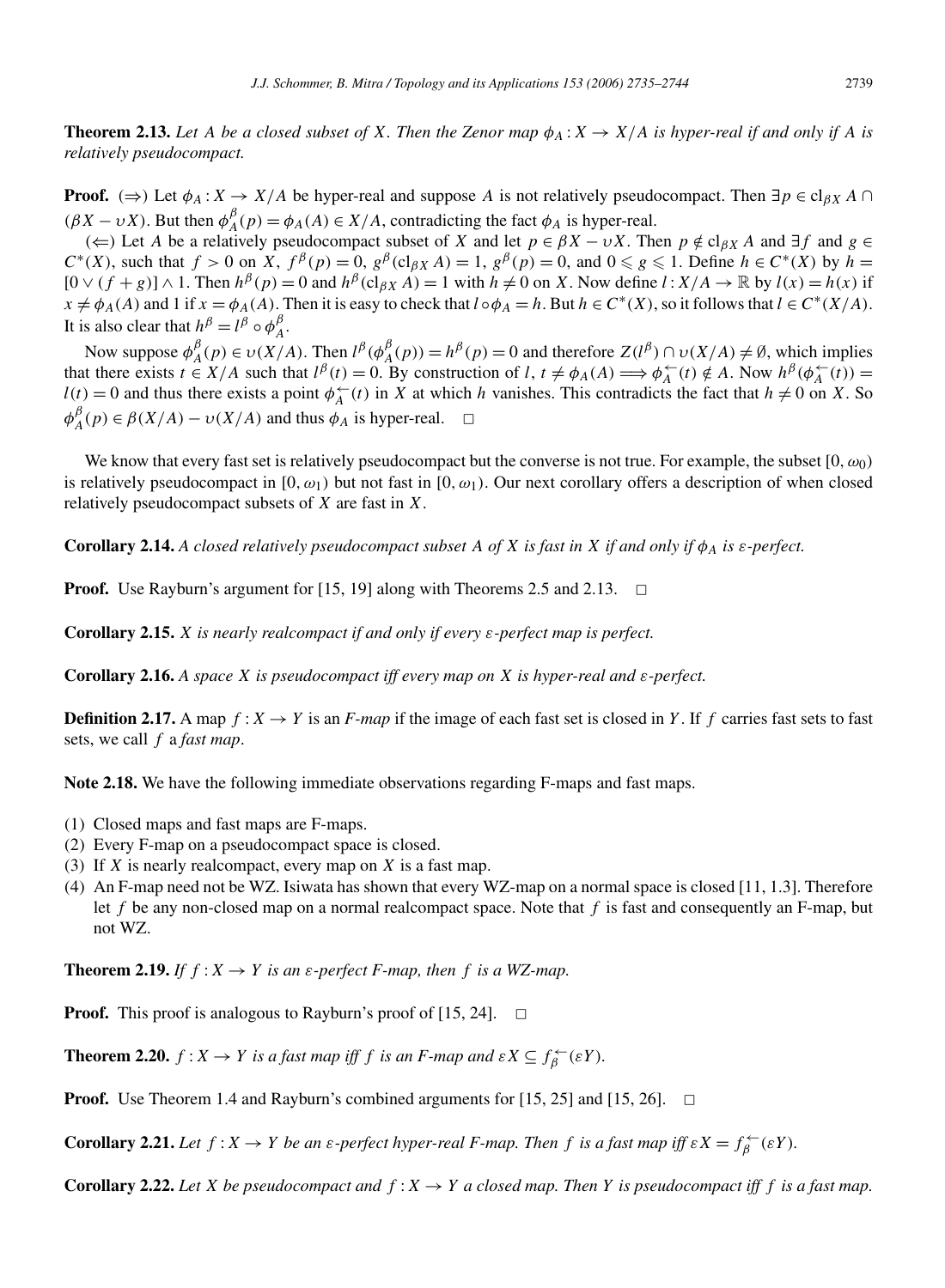**Theorem 2.13.** *Let $A$ be a closed subset of $X$. Then the Zenor map $\phi_A : X \to X/A$ is hyper-real if and only if $A$ is relatively pseudocompact.*

**Proof.** ($\Rightarrow$) Let $\phi_A : X \to X/A$ be hyper-real and suppose $A$ is not relatively pseudocompact. Then $\exists p \in \mathrm{cl}_{\beta X} A \cap (\beta X - \upsilon X)$. But then $\phi_A^\beta(p) = \phi_A(A) \in X/A$, contradicting the fact $\phi_A$ is hyper-real.

($\Leftarrow$) Let $A$ be a relatively pseudocompact subset of $X$ and let $p \in \beta X - \upsilon X$. Then $p \notin \mathrm{cl}_{\beta X} A$ and $\exists f$ and $g \in C^*(X)$, such that $f > 0$ on $X$, $f^\beta(p) = 0$, $g^\beta(\mathrm{cl}_{\beta X} A) = 1$, $g^\beta(p) = 0$, and $0 \leqslant g \leqslant 1$. Define $h \in C^*(X)$ by $h = [0 \vee (f + g)] \wedge 1$. Then $h^\beta(p) = 0$ and $h^\beta(\mathrm{cl}_{\beta X} A) = 1$ with $h \neq 0$ on $X$. Now define $l : X/A \to \mathbb{R}$ by $l(x) = h(x)$ if $x \neq \phi_A(A)$ and 1 if $x = \phi_A(A)$. Then it is easy to check that $l \circ \phi_A = h$. But $h \in C^*(X)$, so it follows that $l \in C^*(X/A)$. It is also clear that $h^\beta = l^\beta \circ \phi_A^\beta$.

Now suppose $\phi_A^\beta(p) \in \upsilon(X/A)$. Then $l^\beta(\phi_A^\beta(p)) = h^\beta(p) = 0$ and therefore $Z(l^\beta) \cap \upsilon(X/A) \neq \emptyset$, which implies that there exists $t \in X/A$ such that $l^\beta(t) = 0$. By construction of $l$, $t \neq \phi_A(A) \Longrightarrow \phi_A^\leftarrow(t) \notin A$. Now $h^\beta(\phi_A^\leftarrow(t)) = l(t) = 0$ and thus there exists a point $\phi_A^\leftarrow(t)$ in $X$ at which $h$ vanishes. This contradicts the fact that $h \neq 0$ on $X$. So $\phi_A^\beta(p) \in \beta(X/A) - \upsilon(X/A)$ and thus $\phi_A$ is hyper-real. $\square$

We know that every fast set is relatively pseudocompact but the converse is not true. For example, the subset $[0, \omega_0)$ is relatively pseudocompact in $[0, \omega_1)$ but not fast in $[0, \omega_1)$. Our next corollary offers a description of when closed relatively pseudocompact subsets of $X$ are fast in $X$.

**Corollary 2.14.** *A closed relatively pseudocompact subset $A$ of $X$ is fast in $X$ if and only if $\phi_A$ is $\varepsilon$-perfect.*

**Proof.** Use Rayburn's argument for [15, 19] along with Theorems 2.5 and 2.13. $\square$

**Corollary 2.15.** *$X$ is nearly realcompact if and only if every $\varepsilon$-perfect map is perfect.*

**Corollary 2.16.** *A space $X$ is pseudocompact iff every map on $X$ is hyper-real and $\varepsilon$-perfect.*

**Definition 2.17.** A map $f : X \to Y$ is an *F-map* if the image of each fast set is closed in $Y$. If $f$ carries fast sets to fast sets, we call $f$ a *fast map*.

**Note 2.18.** We have the following immediate observations regarding F-maps and fast maps.

(1) Closed maps and fast maps are F-maps.
(2) Every F-map on a pseudocompact space is closed.
(3) If $X$ is nearly realcompact, every map on $X$ is a fast map.
(4) An F-map need not be WZ. Isiwata has shown that every WZ-map on a normal space is closed [11, 1.3]. Therefore let $f$ be any non-closed map on a normal realcompact space. Note that $f$ is fast and consequently an F-map, but not WZ.

**Theorem 2.19.** *If $f : X \to Y$ is an $\varepsilon$-perfect F-map, then $f$ is a WZ-map.*

**Proof.** This proof is analogous to Rayburn's proof of [15, 24]. $\square$

**Theorem 2.20.** *$f : X \to Y$ is a fast map iff $f$ is an F-map and $\varepsilon X \subseteq f_\beta^\leftarrow(\varepsilon Y)$.*

**Proof.** Use Theorem 1.4 and Rayburn's combined arguments for [15, 25] and [15, 26]. $\square$

**Corollary 2.21.** *Let $f : X \to Y$ be an $\varepsilon$-perfect hyper-real F-map. Then $f$ is a fast map iff $\varepsilon X = f_\beta^\leftarrow(\varepsilon Y)$.*

**Corollary 2.22.** *Let $X$ be pseudocompact and $f : X \to Y$ a closed map. Then $Y$ is pseudocompact iff $f$ is a fast map.*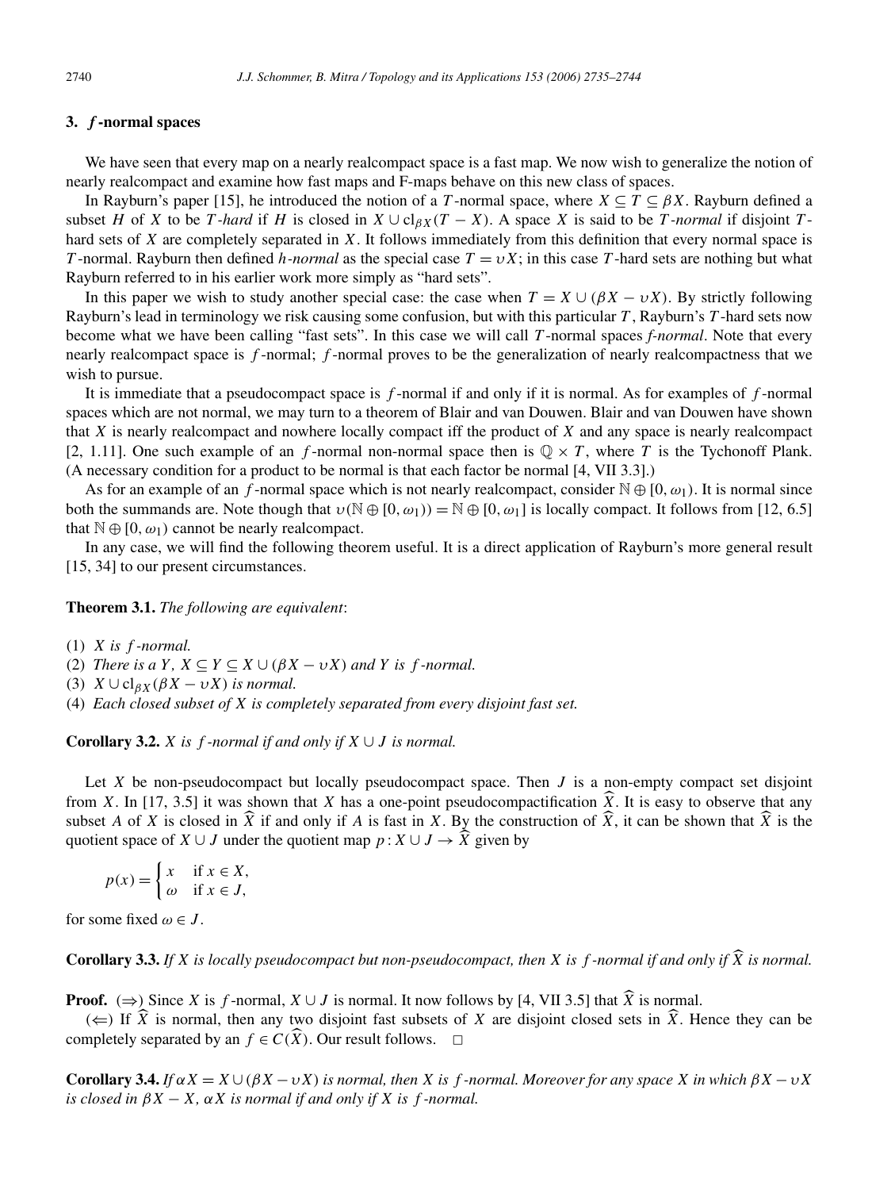## 3. $f$-normal spaces

We have seen that every map on a nearly realcompact space is a fast map. We now wish to generalize the notion of nearly realcompact and examine how fast maps and F-maps behave on this new class of spaces.

In Rayburn's paper [15], he introduced the notion of a $T$-normal space, where $X \subseteq T \subseteq \beta X$. Rayburn defined a subset $H$ of $X$ to be *$T$-hard* if $H$ is closed in $X \cup \mathrm{cl}_{\beta X}(T - X)$. A space $X$ is said to be *$T$-normal* if disjoint $T$-hard sets of $X$ are completely separated in $X$. It follows immediately from this definition that every normal space is $T$-normal. Rayburn then defined *$h$-normal* as the special case $T = \upsilon X$; in this case $T$-hard sets are nothing but what Rayburn referred to in his earlier work more simply as "hard sets".

In this paper we wish to study another special case: the case when $T = X \cup (\beta X - \upsilon X)$. By strictly following Rayburn's lead in terminology we risk causing some confusion, but with this particular $T$, Rayburn's $T$-hard sets now become what we have been calling "fast sets". In this case we will call $T$-normal spaces *$f$-normal*. Note that every nearly realcompact space is $f$-normal; $f$-normal proves to be the generalization of nearly realcompactness that we wish to pursue.

It is immediate that a pseudocompact space is $f$-normal if and only if it is normal. As for examples of $f$-normal spaces which are not normal, we may turn to a theorem of Blair and van Douwen. Blair and van Douwen have shown that $X$ is nearly realcompact and nowhere locally compact iff the product of $X$ and any space is nearly realcompact [2, 1.11]. One such example of an $f$-normal non-normal space then is $\mathbb{Q} \times T$, where $T$ is the Tychonoff Plank. (A necessary condition for a product to be normal is that each factor be normal [4, VII 3.3].)

As for an example of an $f$-normal space which is not nearly realcompact, consider $\mathbb{N} \oplus [0, \omega_1)$. It is normal since both the summands are. Note though that $\upsilon(\mathbb{N} \oplus [0, \omega_1)) = \mathbb{N} \oplus [0, \omega_1]$ is locally compact. It follows from [12, 6.5] that $\mathbb{N} \oplus [0, \omega_1)$ cannot be nearly realcompact.

In any case, we will find the following theorem useful. It is a direct application of Rayburn's more general result [15, 34] to our present circumstances.

**Theorem 3.1.** *The following are equivalent*:

1. *$X$ is $f$-normal.*
2. *There is a $Y$, $X \subseteq Y \subseteq X \cup (\beta X - \upsilon X)$ and $Y$ is $f$-normal.*
3. *$X \cup \mathrm{cl}_{\beta X}(\beta X - \upsilon X)$ is normal.*
4. *Each closed subset of $X$ is completely separated from every disjoint fast set.*

**Corollary 3.2.** *$X$ is $f$-normal if and only if $X \cup J$ is normal.*

Let $X$ be non-pseudocompact but locally pseudocompact space. Then $J$ is a non-empty compact set disjoint from $X$. In [17, 3.5] it was shown that $X$ has a one-point pseudocompactification $\widehat{X}$. It is easy to observe that any subset $A$ of $X$ is closed in $\widehat{X}$ if and only if $A$ is fast in $X$. By the construction of $\widehat{X}$, it can be shown that $\widehat{X}$ is the quotient space of $X \cup J$ under the quotient map $p : X \cup J \to \widehat{X}$ given by

$$p(x) = \begin{cases} x & \text{if } x \in X, \\ \omega & \text{if } x \in J, \end{cases}$$

for some fixed $\omega \in J$.

**Corollary 3.3.** *If $X$ is locally pseudocompact but non-pseudocompact, then $X$ is $f$-normal if and only if $\widehat{X}$ is normal.*

**Proof.** ($\Rightarrow$) Since $X$ is $f$-normal, $X \cup J$ is normal. It now follows by [4, VII 3.5] that $\widehat{X}$ is normal.

($\Leftarrow$) If $\widehat{X}$ is normal, then any two disjoint fast subsets of $X$ are disjoint closed sets in $\widehat{X}$. Hence they can be completely separated by an $f \in C(\widehat{X})$. Our result follows. $\square$

**Corollary 3.4.** *If $\alpha X = X \cup (\beta X - \upsilon X)$ is normal, then $X$ is $f$-normal. Moreover for any space $X$ in which $\beta X - \upsilon X$ is closed in $\beta X - X$, $\alpha X$ is normal if and only if $X$ is $f$-normal.*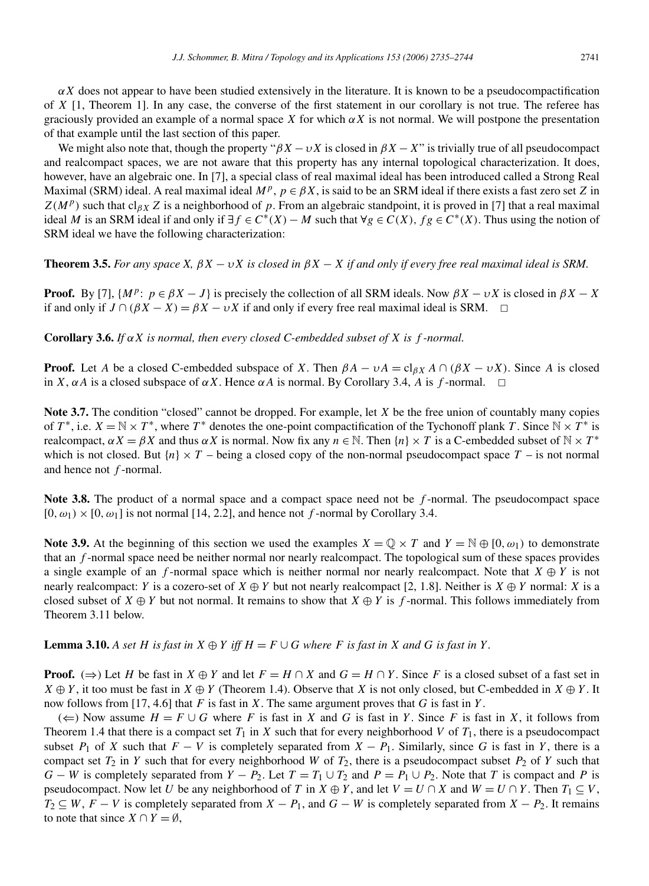$\alpha X$ does not appear to have been studied extensively in the literature. It is known to be a pseudocompactification of $X$ [1, Theorem 1]. In any case, the converse of the first statement in our corollary is not true. The referee has graciously provided an example of a normal space $X$ for which $\alpha X$ is not normal. We will postpone the presentation of that example until the last section of this paper.

We might also note that, though the property "$\beta X - \upsilon X$ is closed in $\beta X - X$" is trivially true of all pseudocompact and realcompact spaces, we are not aware that this property has any internal topological characterization. It does, however, have an algebraic one. In [7], a special class of real maximal ideal has been introduced called a Strong Real Maximal (SRM) ideal. A real maximal ideal $M^p$, $p \in \beta X$, is said to be an SRM ideal if there exists a fast zero set $Z$ in $Z(M^p)$ such that $\mathrm{cl}_{\beta X} Z$ is a neighborhood of $p$. From an algebraic standpoint, it is proved in [7] that a real maximal ideal $M$ is an SRM ideal if and only if $\exists f \in C^*(X) - M$ such that $\forall g \in C(X)$, $fg \in C^*(X)$. Thus using the notion of SRM ideal we have the following characterization:

**Theorem 3.5.** *For any space $X$, $\beta X - \upsilon X$ is closed in $\beta X - X$ if and only if every free real maximal ideal is SRM.*

**Proof.** By [7], $\{M^p: p \in \beta X - J\}$ is precisely the collection of all SRM ideals. Now $\beta X - \upsilon X$ is closed in $\beta X - X$ if and only if $J \cap (\beta X - X) = \beta X - \upsilon X$ if and only if every free real maximal ideal is SRM. $\square$

**Corollary 3.6.** *If $\alpha X$ is normal, then every closed C-embedded subset of $X$ is $f$-normal.*

**Proof.** Let $A$ be a closed C-embedded subspace of $X$. Then $\beta A - \upsilon A = \mathrm{cl}_{\beta X} A \cap (\beta X - \upsilon X)$. Since $A$ is closed in $X$, $\alpha A$ is a closed subspace of $\alpha X$. Hence $\alpha A$ is normal. By Corollary 3.4, $A$ is $f$-normal. $\square$

**Note 3.7.** The condition "closed" cannot be dropped. For example, let $X$ be the free union of countably many copies of $T^*$, i.e. $X = \mathbb{N} \times T^*$, where $T^*$ denotes the one-point compactification of the Tychonoff plank $T$. Since $\mathbb{N} \times T^*$ is realcompact, $\alpha X = \beta X$ and thus $\alpha X$ is normal. Now fix any $n \in \mathbb{N}$. Then $\{n\} \times T$ is a C-embedded subset of $\mathbb{N} \times T^*$ which is not closed. But $\{n\} \times T$ – being a closed copy of the non-normal pseudocompact space $T$ – is not normal and hence not $f$-normal.

**Note 3.8.** The product of a normal space and a compact space need not be $f$-normal. The pseudocompact space $[0, \omega_1) \times [0, \omega_1]$ is not normal [14, 2.2], and hence not $f$-normal by Corollary 3.4.

**Note 3.9.** At the beginning of this section we used the examples $X = \mathbb{Q} \times T$ and $Y = \mathbb{N} \oplus [0, \omega_1)$ to demonstrate that an $f$-normal space need be neither normal nor nearly realcompact. The topological sum of these spaces provides a single example of an $f$-normal space which is neither normal nor nearly realcompact. Note that $X \oplus Y$ is not nearly realcompact: $Y$ is a cozero-set of $X \oplus Y$ but not nearly realcompact [2, 1.8]. Neither is $X \oplus Y$ normal: $X$ is a closed subset of $X \oplus Y$ but not normal. It remains to show that $X \oplus Y$ is $f$-normal. This follows immediately from Theorem 3.11 below.

**Lemma 3.10.** *A set $H$ is fast in $X \oplus Y$ iff $H = F \cup G$ where $F$ is fast in $X$ and $G$ is fast in $Y$.*

**Proof.** ($\Rightarrow$) Let $H$ be fast in $X \oplus Y$ and let $F = H \cap X$ and $G = H \cap Y$. Since $F$ is a closed subset of a fast set in $X \oplus Y$, it too must be fast in $X \oplus Y$ (Theorem 1.4). Observe that $X$ is not only closed, but C-embedded in $X \oplus Y$. It now follows from [17, 4.6] that $F$ is fast in $X$. The same argument proves that $G$ is fast in $Y$.

($\Leftarrow$) Now assume $H = F \cup G$ where $F$ is fast in $X$ and $G$ is fast in $Y$. Since $F$ is fast in $X$, it follows from Theorem 1.4 that there is a compact set $T_1$ in $X$ such that for every neighborhood $V$ of $T_1$, there is a pseudocompact subset $P_1$ of $X$ such that $F - V$ is completely separated from $X - P_1$. Similarly, since $G$ is fast in $Y$, there is a compact set $T_2$ in $Y$ such that for every neighborhood $W$ of $T_2$, there is a pseudocompact subset $P_2$ of $Y$ such that $G - W$ is completely separated from $Y - P_2$. Let $T = T_1 \cup T_2$ and $P = P_1 \cup P_2$. Note that $T$ is compact and $P$ is pseudocompact. Now let $U$ be any neighborhood of $T$ in $X \oplus Y$, and let $V = U \cap X$ and $W = U \cap Y$. Then $T_1 \subseteq V$, $T_2 \subseteq W$, $F - V$ is completely separated from $X - P_1$, and $G - W$ is completely separated from $X - P_2$. It remains to note that since $X \cap Y = \emptyset$,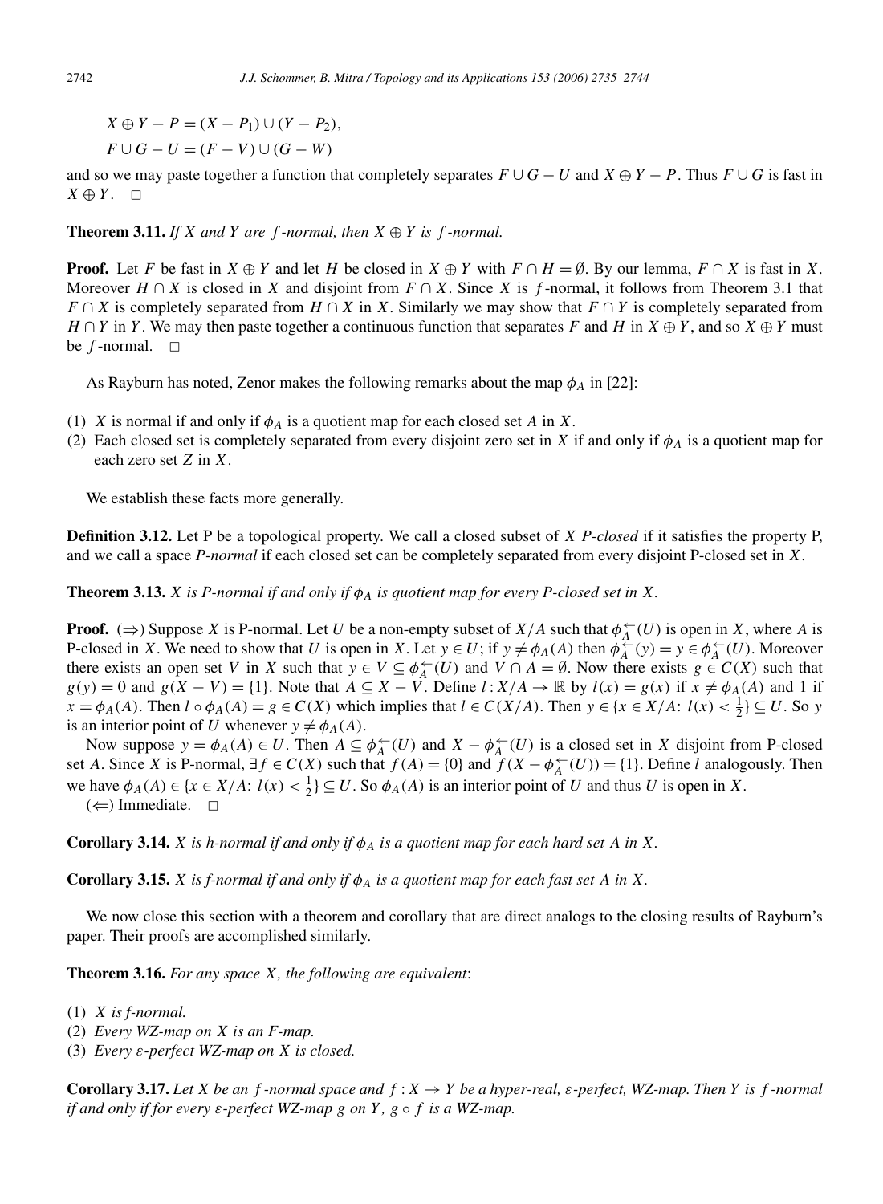$$X \oplus Y - P = (X - P_1) \cup (Y - P_2),$$
$$F \cup G - U = (F - V) \cup (G - W)$$

and so we may paste together a function that completely separates $F \cup G - U$ and $X \oplus Y - P$. Thus $F \cup G$ is fast in $X \oplus Y$. $\square$

**Theorem 3.11.** *If $X$ and $Y$ are $f$-normal, then $X \oplus Y$ is $f$-normal.*

**Proof.** Let $F$ be fast in $X \oplus Y$ and let $H$ be closed in $X \oplus Y$ with $F \cap H = \emptyset$. By our lemma, $F \cap X$ is fast in $X$. Moreover $H \cap X$ is closed in $X$ and disjoint from $F \cap X$. Since $X$ is $f$-normal, it follows from Theorem 3.1 that $F \cap X$ is completely separated from $H \cap X$ in $X$. Similarly we may show that $F \cap Y$ is completely separated from $H \cap Y$ in $Y$. We may then paste together a continuous function that separates $F$ and $H$ in $X \oplus Y$, and so $X \oplus Y$ must be $f$-normal. $\square$

As Rayburn has noted, Zenor makes the following remarks about the map $\phi_A$ in [22]:

(1) $X$ is normal if and only if $\phi_A$ is a quotient map for each closed set $A$ in $X$.
(2) Each closed set is completely separated from every disjoint zero set in $X$ if and only if $\phi_A$ is a quotient map for each zero set $Z$ in $X$.

We establish these facts more generally.

**Definition 3.12.** Let P be a topological property. We call a closed subset of $X$ *P-closed* if it satisfies the property P, and we call a space *P-normal* if each closed set can be completely separated from every disjoint P-closed set in $X$.

**Theorem 3.13.** *$X$ is P-normal if and only if $\phi_A$ is quotient map for every P-closed set in $X$.*

**Proof.** ($\Rightarrow$) Suppose $X$ is P-normal. Let $U$ be a non-empty subset of $X/A$ such that $\phi_A^{\leftarrow}(U)$ is open in $X$, where $A$ is P-closed in $X$. We need to show that $U$ is open in $X$. Let $y \in U$; if $y \neq \phi_A(A)$ then $\phi_A^{\leftarrow}(y) = y \in \phi_A^{\leftarrow}(U)$. Moreover there exists an open set $V$ in $X$ such that $y \in V \subseteq \phi_A^{\leftarrow}(U)$ and $V \cap A = \emptyset$. Now there exists $g \in C(X)$ such that $g(y) = 0$ and $g(X - V) = \{1\}$. Note that $A \subseteq X - V$. Define $l : X/A \to \mathbb{R}$ by $l(x) = g(x)$ if $x \neq \phi_A(A)$ and 1 if $x = \phi_A(A)$. Then $l \circ \phi_A(A) = g \in C(X)$ which implies that $l \in C(X/A)$. Then $y \in \{x \in X/A\colon l(x) < \frac{1}{2}\} \subseteq U$. So $y$ is an interior point of $U$ whenever $y \neq \phi_A(A)$.

Now suppose $y = \phi_A(A) \in U$. Then $A \subseteq \phi_A^{\leftarrow}(U)$ and $X - \phi_A^{\leftarrow}(U)$ is a closed set in $X$ disjoint from P-closed set $A$. Since $X$ is P-normal, $\exists f \in C(X)$ such that $f(A) = \{0\}$ and $f(X - \phi_A^{\leftarrow}(U)) = \{1\}$. Define $l$ analogously. Then we have $\phi_A(A) \in \{x \in X/A\colon l(x) < \frac{1}{2}\} \subseteq U$. So $\phi_A(A)$ is an interior point of $U$ and thus $U$ is open in $X$.

($\Leftarrow$) Immediate. $\square$

**Corollary 3.14.** *$X$ is h-normal if and only if $\phi_A$ is a quotient map for each hard set $A$ in $X$.*

**Corollary 3.15.** *$X$ is f-normal if and only if $\phi_A$ is a quotient map for each fast set $A$ in $X$.*

We now close this section with a theorem and corollary that are direct analogs to the closing results of Rayburn's paper. Their proofs are accomplished similarly.

**Theorem 3.16.** *For any space $X$, the following are equivalent*:

(1) *$X$ is f-normal.*
(2) *Every WZ-map on $X$ is an F-map.*
(3) *Every $\varepsilon$-perfect WZ-map on $X$ is closed.*

**Corollary 3.17.** *Let $X$ be an $f$-normal space and $f : X \to Y$ be a hyper-real, $\varepsilon$-perfect, WZ-map. Then $Y$ is $f$-normal if and only if for every $\varepsilon$-perfect WZ-map $g$ on $Y$, $g \circ f$ is a WZ-map.*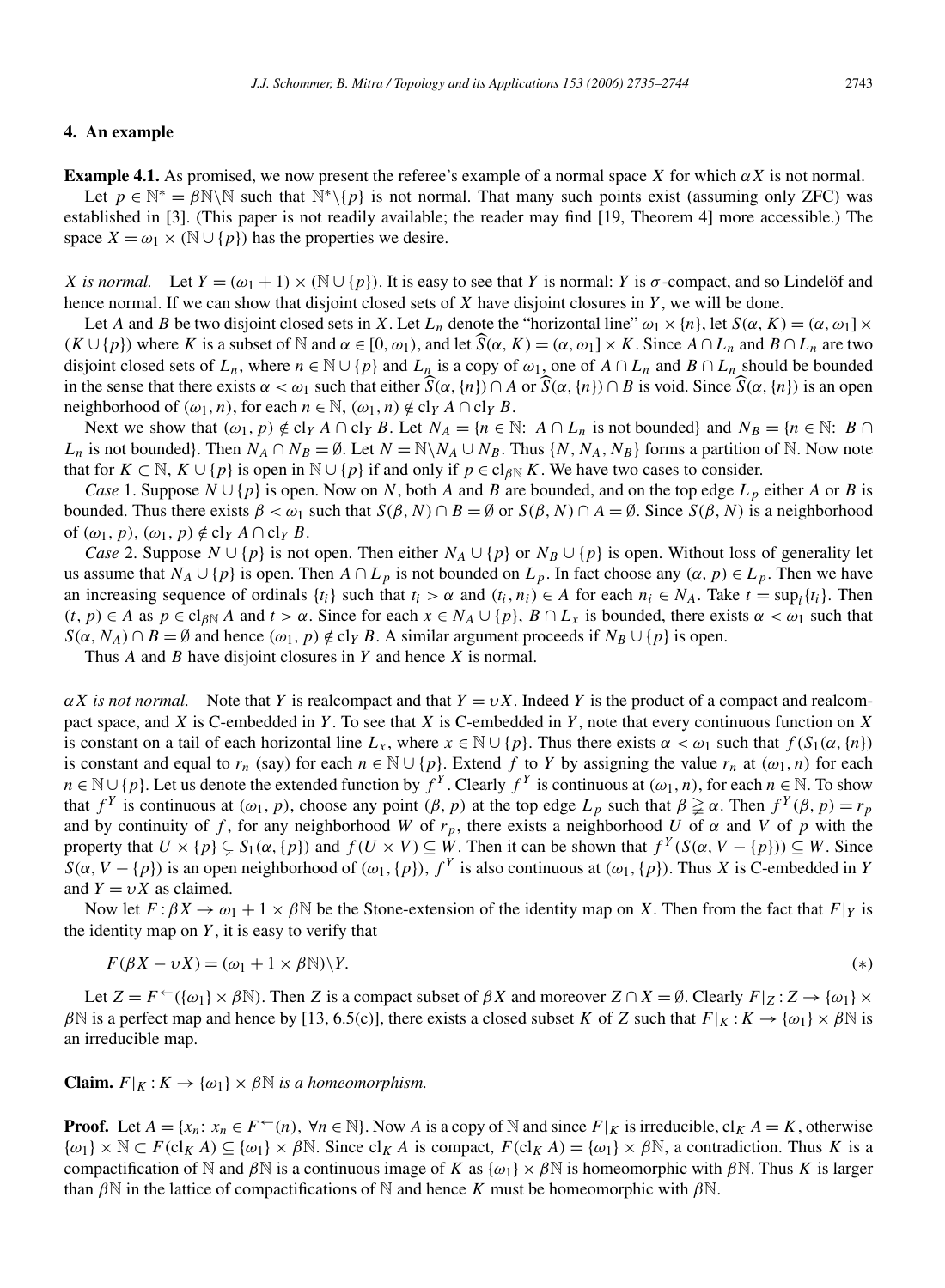## 4. An example

**Example 4.1.** As promised, we now present the referee's example of a normal space $X$ for which $\alpha X$ is not normal.

Let $p \in \mathbb{N}^* = \beta\mathbb{N}\backslash\mathbb{N}$ such that $\mathbb{N}^*\backslash\{p\}$ is not normal. That many such points exist (assuming only ZFC) was established in [3]. (This paper is not readily available; the reader may find [19, Theorem 4] more accessible.) The space $X = \omega_1 \times (\mathbb{N} \cup \{p\})$ has the properties we desire.

*X is normal.* Let $Y = (\omega_1 + 1) \times (\mathbb{N} \cup \{p\})$. It is easy to see that $Y$ is normal: $Y$ is $\sigma$-compact, and so Lindelöf and hence normal. If we can show that disjoint closed sets of $X$ have disjoint closures in $Y$, we will be done.

Let $A$ and $B$ be two disjoint closed sets in $X$. Let $L_n$ denote the "horizontal line" $\omega_1 \times \{n\}$, let $S(\alpha, K) = (\alpha, \omega_1] \times (K \cup \{p\})$ where $K$ is a subset of $\mathbb{N}$ and $\alpha \in [0, \omega_1)$, and let $\widehat{S}(\alpha, K) = (\alpha, \omega_1] \times K$. Since $A \cap L_n$ and $B \cap L_n$ are two disjoint closed sets of $L_n$, where $n \in \mathbb{N} \cup \{p\}$ and $L_n$ is a copy of $\omega_1$, one of $A \cap L_n$ and $B \cap L_n$ should be bounded in the sense that there exists $\alpha < \omega_1$ such that either $\widehat{S}(\alpha, \{n\}) \cap A$ or $\widehat{S}(\alpha, \{n\}) \cap B$ is void. Since $\widehat{S}(\alpha, \{n\})$ is an open neighborhood of $(\omega_1, n)$, for each $n \in \mathbb{N}$, $(\omega_1, n) \notin \mathrm{cl}_Y A \cap \mathrm{cl}_Y B$.

Next we show that $(\omega_1, p) \notin \mathrm{cl}_Y A \cap \mathrm{cl}_Y B$. Let $N_A = \{n \in \mathbb{N}\colon\ A \cap L_n \text{ is not bounded}\}$ and $N_B = \{n \in \mathbb{N}\colon\ B \cap L_n \text{ is not bounded}\}$. Then $N_A \cap N_B = \emptyset$. Let $N = \mathbb{N}\backslash N_A \cup N_B$. Thus $\{N, N_A, N_B\}$ forms a partition of $\mathbb{N}$. Now note that for $K \subset \mathbb{N}$, $K \cup \{p\}$ is open in $\mathbb{N} \cup \{p\}$ if and only if $p \in \mathrm{cl}_{\beta\mathbb{N}} K$. We have two cases to consider.

*Case* 1. Suppose $N \cup \{p\}$ is open. Now on $N$, both $A$ and $B$ are bounded, and on the top edge $L_p$ either $A$ or $B$ is bounded. Thus there exists $\beta < \omega_1$ such that $S(\beta, N) \cap B = \emptyset$ or $S(\beta, N) \cap A = \emptyset$. Since $S(\beta, N)$ is a neighborhood of $(\omega_1, p)$, $(\omega_1, p) \notin \mathrm{cl}_Y A \cap \mathrm{cl}_Y B$.

*Case* 2. Suppose $N \cup \{p\}$ is not open. Then either $N_A \cup \{p\}$ or $N_B \cup \{p\}$ is open. Without loss of generality let us assume that $N_A \cup \{p\}$ is open. Then $A \cap L_p$ is not bounded on $L_p$. In fact choose any $(\alpha, p) \in L_p$. Then we have an increasing sequence of ordinals $\{t_i\}$ such that $t_i > \alpha$ and $(t_i, n_i) \in A$ for each $n_i \in N_A$. Take $t = \sup_i\{t_i\}$. Then $(t, p) \in A$ as $p \in \mathrm{cl}_{\beta\mathbb{N}} A$ and $t > \alpha$. Since for each $x \in N_A \cup \{p\}$, $B \cap L_x$ is bounded, there exists $\alpha < \omega_1$ such that $S(\alpha, N_A) \cap B = \emptyset$ and hence $(\omega_1, p) \notin \mathrm{cl}_Y B$. A similar argument proceeds if $N_B \cup \{p\}$ is open.

Thus $A$ and $B$ have disjoint closures in $Y$ and hence $X$ is normal.

*$\alpha X$ is not normal.* Note that $Y$ is realcompact and that $Y = \upsilon X$. Indeed $Y$ is the product of a compact and realcompact space, and $X$ is C-embedded in $Y$. To see that $X$ is C-embedded in $Y$, note that every continuous function on $X$ is constant on a tail of each horizontal line $L_x$, where $x \in \mathbb{N} \cup \{p\}$. Thus there exists $\alpha < \omega_1$ such that $f(S_1(\alpha, \{n\})$ is constant and equal to $r_n$ (say) for each $n \in \mathbb{N} \cup \{p\}$. Extend $f$ to $Y$ by assigning the value $r_n$ at $(\omega_1, n)$ for each $n \in \mathbb{N} \cup \{p\}$. Let us denote the extended function by $f^Y$. Clearly $f^Y$ is continuous at $(\omega_1, n)$, for each $n \in \mathbb{N}$. To show that $f^Y$ is continuous at $(\omega_1, p)$, choose any point $(\beta, p)$ at the top edge $L_p$ such that $\beta \gneqq \alpha$. Then $f^Y(\beta, p) = r_p$ and by continuity of $f$, for any neighborhood $W$ of $r_p$, there exists a neighborhood $U$ of $\alpha$ and $V$ of $p$ with the property that $U \times \{p\} \subsetneq S_1(\alpha, \{p\})$ and $f(U \times V) \subseteq W$. Then it can be shown that $f^Y(S(\alpha, V - \{p\})) \subseteq W$. Since $S(\alpha, V - \{p\})$ is an open neighborhood of $(\omega_1, \{p\})$, $f^Y$ is also continuous at $(\omega_1, \{p\})$. Thus $X$ is C-embedded in $Y$ and $Y = \upsilon X$ as claimed.

Now let $F : \beta X \to \omega_1 + 1 \times \beta\mathbb{N}$ be the Stone-extension of the identity map on $X$. Then from the fact that $F|_Y$ is the identity map on $Y$, it is easy to verify that

$$F(\beta X - \upsilon X) = (\omega_1 + 1 \times \beta\mathbb{N})\backslash Y. \tag{$*$}$$

Let $Z = F^{\leftarrow}(\{\omega_1\} \times \beta\mathbb{N})$. Then $Z$ is a compact subset of $\beta X$ and moreover $Z \cap X = \emptyset$. Clearly $F|_Z : Z \to \{\omega_1\} \times \beta\mathbb{N}$ is a perfect map and hence by [13, 6.5(c)], there exists a closed subset $K$ of $Z$ such that $F|_K : K \to \{\omega_1\} \times \beta\mathbb{N}$ is an irreducible map.

**Claim.** *$F|_K : K \to \{\omega_1\} \times \beta\mathbb{N}$ is a homeomorphism.*

**Proof.** Let $A = \{x_n\colon\ x_n \in F^{\leftarrow}(n),\ \forall n \in \mathbb{N}\}$. Now $A$ is a copy of $\mathbb{N}$ and since $F|_K$ is irreducible, $\mathrm{cl}_K A = K$, otherwise $\{\omega_1\} \times \mathbb{N} \subset F(\mathrm{cl}_K A) \subsetneq \{\omega_1\} \times \beta\mathbb{N}$. Since $\mathrm{cl}_K A$ is compact, $F(\mathrm{cl}_K A) = \{\omega_1\} \times \beta\mathbb{N}$, a contradiction. Thus $K$ is a compactification of $\mathbb{N}$ and $\beta\mathbb{N}$ is a continuous image of $K$ as $\{\omega_1\} \times \beta\mathbb{N}$ is homeomorphic with $\beta\mathbb{N}$. Thus $K$ is larger than $\beta\mathbb{N}$ in the lattice of compactifications of $\mathbb{N}$ and hence $K$ must be homeomorphic with $\beta\mathbb{N}$.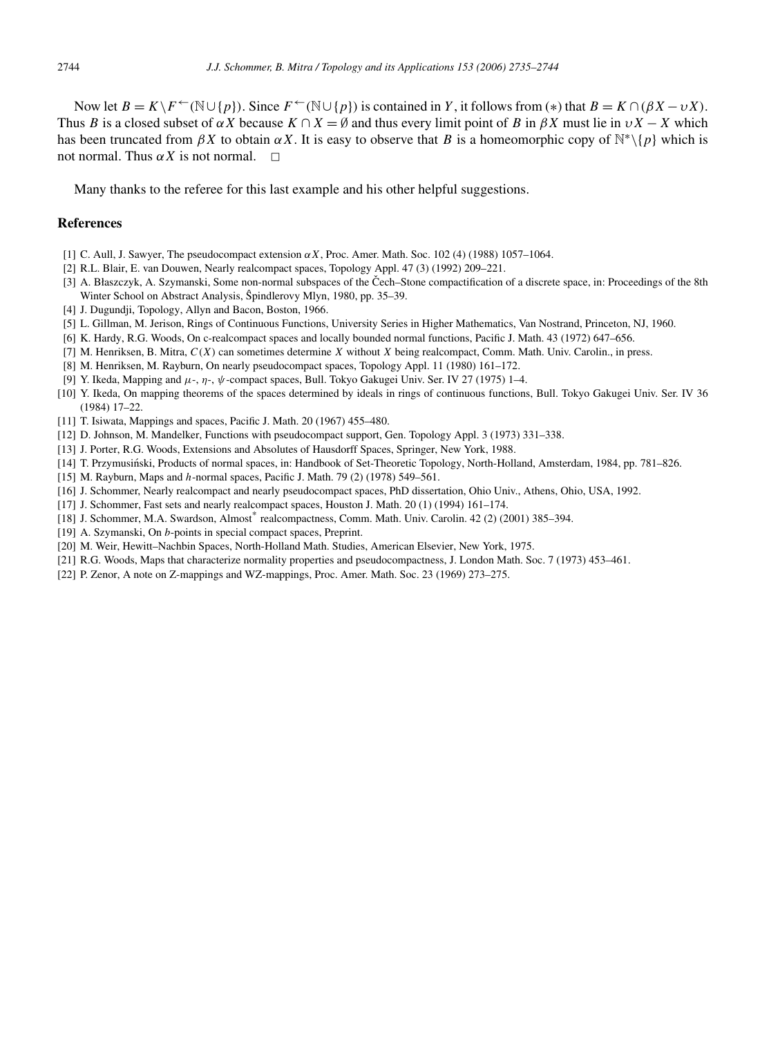Now let $B = K \setminus F^{\leftarrow}(\mathbb{N} \cup \{p\})$. Since $F^{\leftarrow}(\mathbb{N} \cup \{p\})$ is contained in $Y$, it follows from $(*)$ that $B = K \cap (\beta X - \upsilon X)$. Thus $B$ is a closed subset of $\alpha X$ because $K \cap X = \emptyset$ and thus every limit point of $B$ in $\beta X$ must lie in $\upsilon X - X$ which has been truncated from $\beta X$ to obtain $\alpha X$. It is easy to observe that $B$ is a homeomorphic copy of $\mathbb{N}^* \setminus \{p\}$ which is not normal. Thus $\alpha X$ is not normal. $\square$

Many thanks to the referee for this last example and his other helpful suggestions.

## References

[1] C. Aull, J. Sawyer, The pseudocompact extension $\alpha X$, Proc. Amer. Math. Soc. 102 (4) (1988) 1057–1064.

[2] R.L. Blair, E. van Douwen, Nearly realcompact spaces, Topology Appl. 47 (3) (1992) 209–221.

[3] A. Błaszczyk, A. Szymanski, Some non-normal subspaces of the Čech–Stone compactification of a discrete space, in: Proceedings of the 8th Winter School on Abstract Analysis, Ŝpindlerovy Mlyn, 1980, pp. 35–39.

[4] J. Dugundji, Topology, Allyn and Bacon, Boston, 1966.

[5] L. Gillman, M. Jerison, Rings of Continuous Functions, University Series in Higher Mathematics, Van Nostrand, Princeton, NJ, 1960.

[6] K. Hardy, R.G. Woods, On c-realcompact spaces and locally bounded normal functions, Pacific J. Math. 43 (1972) 647–656.

[7] M. Henriksen, B. Mitra, $C(X)$ can sometimes determine $X$ without $X$ being realcompact, Comm. Math. Univ. Carolin., in press.

[8] M. Henriksen, M. Rayburn, On nearly pseudocompact spaces, Topology Appl. 11 (1980) 161–172.

[9] Y. Ikeda, Mapping and $\mu$-, $\eta$-, $\psi$-compact spaces, Bull. Tokyo Gakugei Univ. Ser. IV 27 (1975) 1–4.

[10] Y. Ikeda, On mapping theorems of the spaces determined by ideals in rings of continuous functions, Bull. Tokyo Gakugei Univ. Ser. IV 36 (1984) 17–22.

[11] T. Isiwata, Mappings and spaces, Pacific J. Math. 20 (1967) 455–480.

[12] D. Johnson, M. Mandelker, Functions with pseudocompact support, Gen. Topology Appl. 3 (1973) 331–338.

[13] J. Porter, R.G. Woods, Extensions and Absolutes of Hausdorff Spaces, Springer, New York, 1988.

[14] T. Przymusiński, Products of normal spaces, in: Handbook of Set-Theoretic Topology, North-Holland, Amsterdam, 1984, pp. 781–826.

[15] M. Rayburn, Maps and $h$-normal spaces, Pacific J. Math. 79 (2) (1978) 549–561.

[16] J. Schommer, Nearly realcompact and nearly pseudocompact spaces, PhD dissertation, Ohio Univ., Athens, Ohio, USA, 1992.

[17] J. Schommer, Fast sets and nearly realcompact spaces, Houston J. Math. 20 (1) (1994) 161–174.

[18] J. Schommer, M.A. Swardson, Almost* realcompactness, Comm. Math. Univ. Carolin. 42 (2) (2001) 385–394.

[19] A. Szymanski, On $b$-points in special compact spaces, Preprint.

[20] M. Weir, Hewitt–Nachbin Spaces, North-Holland Math. Studies, American Elsevier, New York, 1975.

[21] R.G. Woods, Maps that characterize normality properties and pseudocompactness, J. London Math. Soc. 7 (1973) 453–461.

[22] P. Zenor, A note on Z-mappings and WZ-mappings, Proc. Amer. Math. Soc. 23 (1969) 273–275.